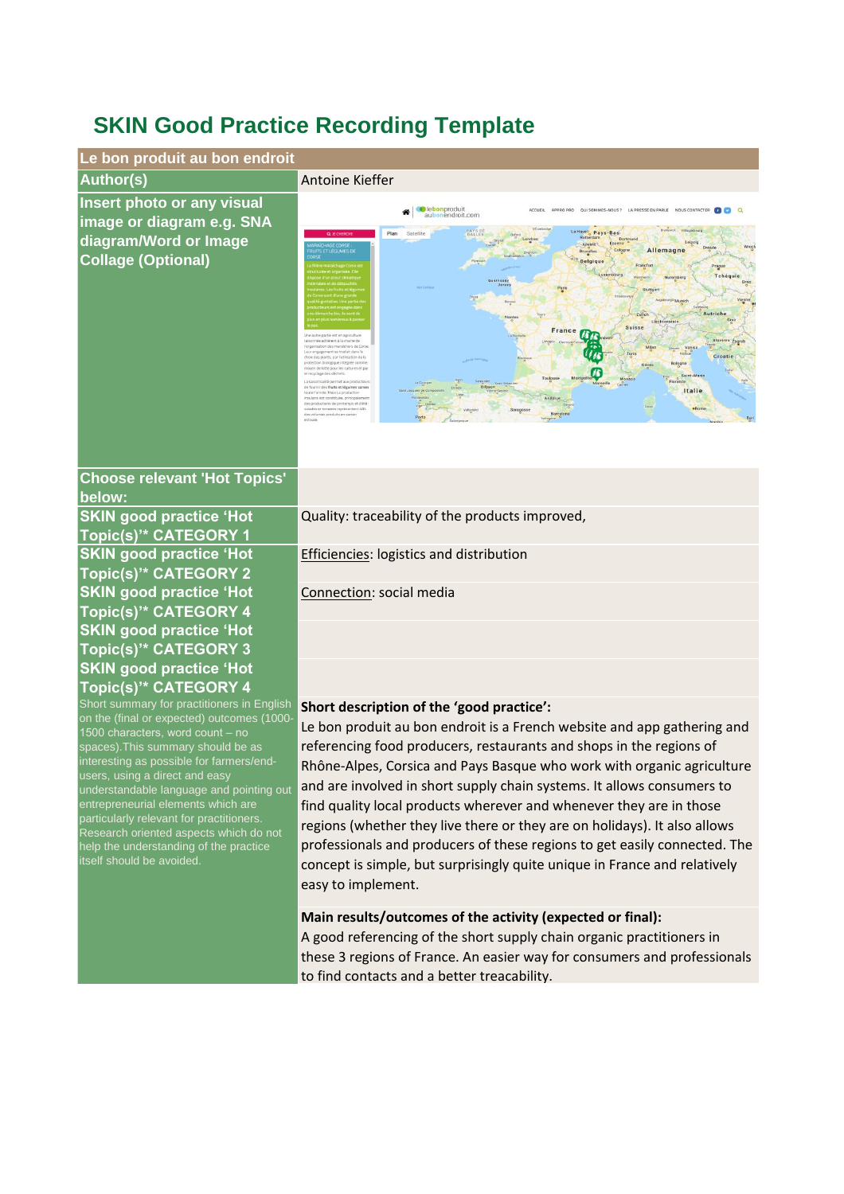# SKIN Good Practice Recording Template

| Le bon produit au bon endroit | |
|---|---|
| Author(s) | Antoine Kieffer |
| Insert photo or any visual image or diagram e.g. SNA diagram/Word or Image Collage (Optional) | |
| Choose relevant 'Hot Topics' below: | |
| SKIN good practice 'Hot Topic(s)'* CATEGORY 1 | Quality: traceability of the products improved, |
| SKIN good practice 'Hot Topic(s)'* CATEGORY 2 | Efficiencies: logistics and distribution |
| SKIN good practice 'Hot Topic(s)'* CATEGORY 4 | Connection: social media |
| SKIN good practice 'Hot Topic(s)'* CATEGORY 3 | |
| SKIN good practice 'Hot Topic(s)'* CATEGORY 4 | |
| Short summary for practitioners in English on the (final or expected) outcomes (1000-1500 characters, word count – no spaces).This summary should be as interesting as possible for farmers/end-users, using a direct and easy understandable language and pointing out entrepreneurial elements which are particularly relevant for practitioners. Research oriented aspects which do not help the understanding of the practice itself should be avoided. | **Short description of the 'good practice':** Le bon produit au bon endroit is a French website and app gathering and referencing food producers, restaurants and shops in the regions of Rhône-Alpes, Corsica and Pays Basque who work with organic agriculture and are involved in short supply chain systems. It allows consumers to find quality local products wherever and whenever they are in those regions (whether they live there or they are on holidays). It also allows professionals and producers of these regions to get easily connected. The concept is simple, but surprisingly quite unique in France and relatively easy to implement. **Main results/outcomes of the activity (expected or final):** A good referencing of the short supply chain organic practitioners in these 3 regions of France. An easier way for consumers and professionals to find contacts and a better treacability. |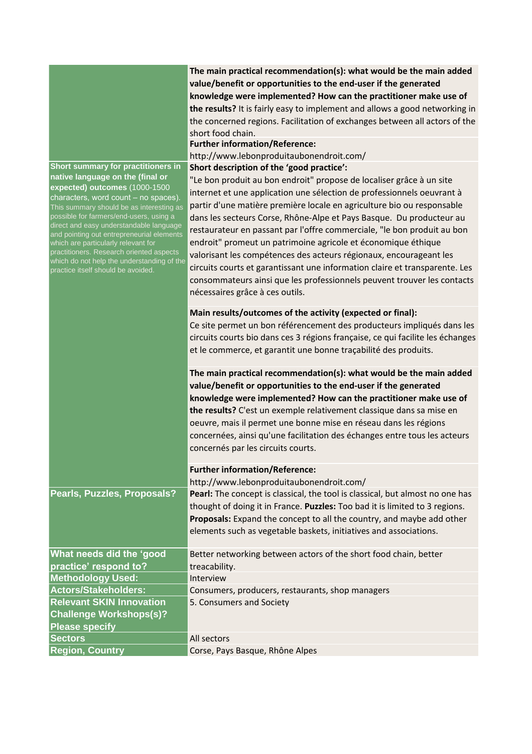| | |
|---|---|
| | **The main practical recommendation(s): what would be the main added value/benefit or opportunities to the end-user if the generated knowledge were implemented? How can the practitioner make use of the results?** It is fairly easy to implement and allows a good networking in the concerned regions. Facilitation of exchanges between all actors of the short food chain. |
| | **Further information/Reference:** http://www.lebonproduitaubonendroit.com/ |
| **Short summary for practitioners in native language on the (final or expected) outcomes** (1000-1500 characters, word count – no spaces). This summary should be as interesting as possible for farmers/end-users, using a direct and easy understandable language and pointing out entrepreneurial elements which are particularly relevant for practitioners. Research oriented aspects which do not help the understanding of the practice itself should be avoided. | **Short description of the 'good practice':** "Le bon produit au bon endroit" propose de localiser grâce à un site internet et une application une sélection de professionnels oeuvrant à partir d'une matière première locale en agriculture bio ou responsable dans les secteurs Corse, Rhône-Alpe et Pays Basque. Du producteur au restaurateur en passant par l'offre commerciale, "le bon produit au bon endroit" promeut un patrimoine agricole et économique éthique valorisant les compétences des acteurs régionaux, encourageant les circuits courts et garantissant une information claire et transparente. Les consommateurs ainsi que les professionnels peuvent trouver les contacts nécessaires grâce à ces outils. |
| | **Main results/outcomes of the activity (expected or final):** Ce site permet un bon référencement des producteurs impliqués dans les circuits courts bio dans ces 3 régions française, ce qui facilite les échanges et le commerce, et garantit une bonne traçabilité des produits. |
| | **The main practical recommendation(s): what would be the main added value/benefit or opportunities to the end-user if the generated knowledge were implemented? How can the practitioner make use of the results?** C'est un exemple relativement classique dans sa mise en oeuvre, mais il permet une bonne mise en réseau dans les régions concernées, ainsi qu'une facilitation des échanges entre tous les acteurs concernés par les circuits courts. |
| | **Further information/Reference:** http://www.lebonproduitaubonendroit.com/ |
| **Pearls, Puzzles, Proposals?** | **Pearl:** The concept is classical, the tool is classical, but almost no one has thought of doing it in France. **Puzzles:** Too bad it is limited to 3 regions. **Proposals:** Expand the concept to all the country, and maybe add other elements such as vegetable baskets, initiatives and associations. |
| **What needs did the 'good practice' respond to?** | Better networking between actors of the short food chain, better treacability. |
| **Methodology Used:** | Interview |
| **Actors/Stakeholders:** | Consumers, producers, restaurants, shop managers |
| **Relevant SKIN Innovation Challenge Workshops(s)? Please specify** | 5. Consumers and Society |
| **Sectors** | All sectors |
| **Region, Country** | Corse, Pays Basque, Rhône Alpes |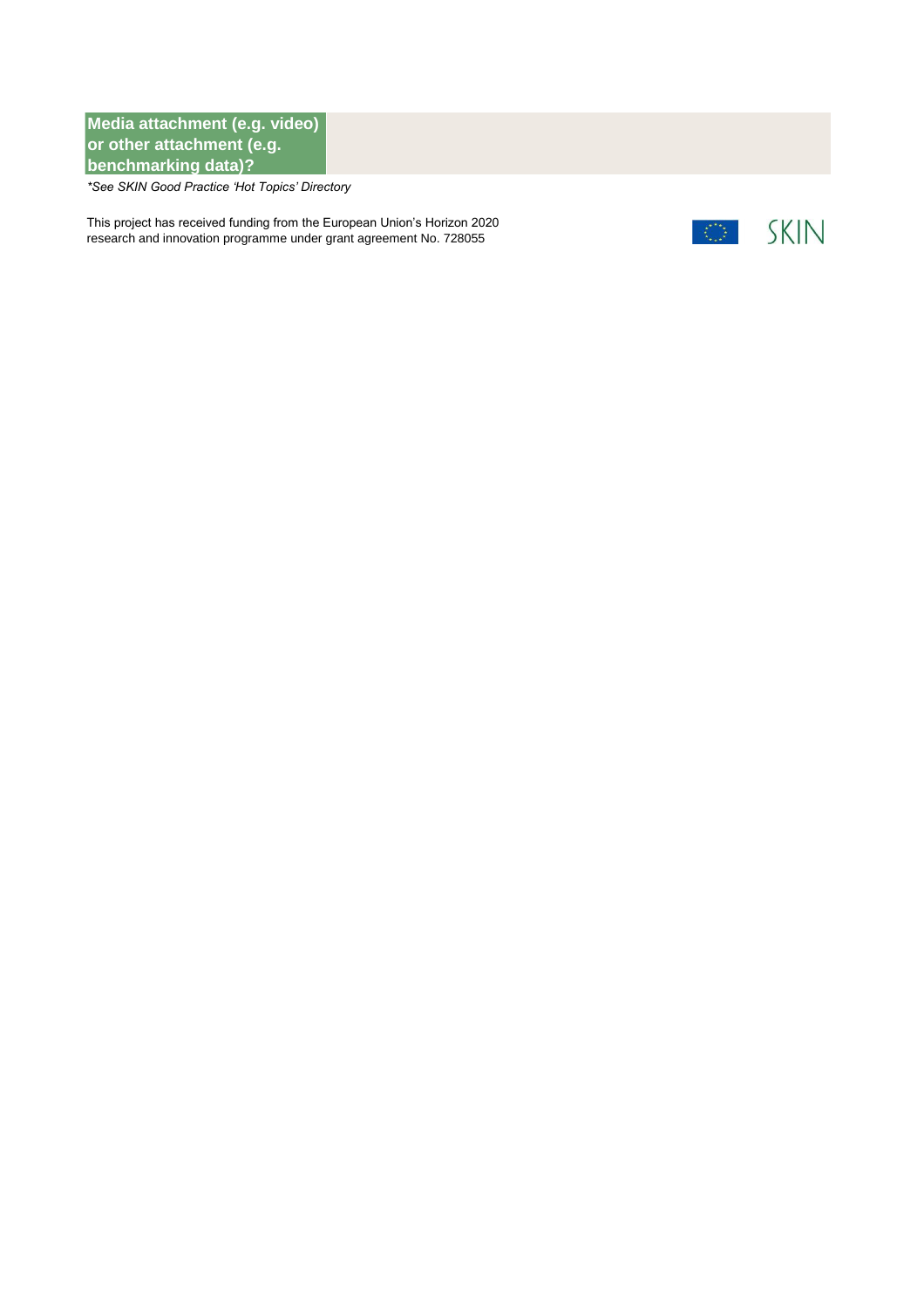| | |
|---|---|
| **Media attachment (e.g. video) or other attachment (e.g. benchmarking data)?** | |

*\*See SKIN Good Practice 'Hot Topics' Directory*

This project has received funding from the European Union's Horizon 2020 research and innovation programme under grant agreement No. 728055

SKIN